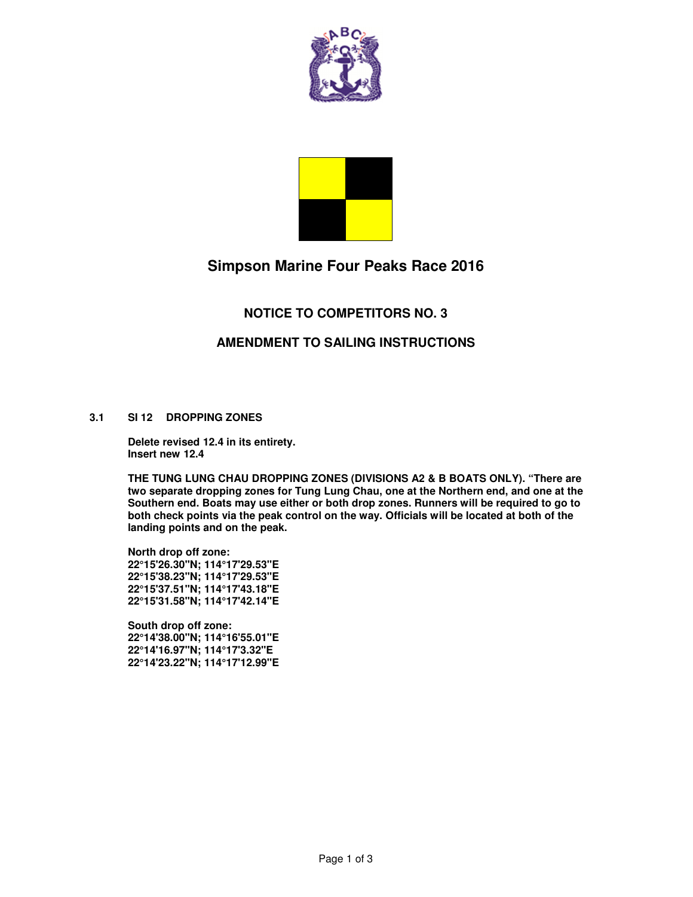# Simpson Marine Four Peaks Race 2016

## NOTICE TO COMPETITORS NO. 3

## AMENDMENT TO SAILING INSTRUCTIONS

**3.1 SI 12 DROPPING ZONES**

**Delete revised 12.4 in its entirety.**
**Insert new 12.4**

**THE TUNG LUNG CHAU DROPPING ZONES (DIVISIONS A2 & B BOATS ONLY). "There are two separate dropping zones for Tung Lung Chau, one at the Northern end, and one at the Southern end. Boats may use either or both drop zones. Runners will be required to go to both check points via the peak control on the way. Officials will be located at both of the landing points and on the peak.**

**North drop off zone:**
**22°15'26.30"N; 114°17'29.53"E**
**22°15'38.23"N; 114°17'29.53"E**
**22°15'37.51"N; 114°17'43.18"E**
**22°15'31.58"N; 114°17'42.14"E**

**South drop off zone:**
**22°14'38.00"N; 114°16'55.01"E**
**22°14'16.97"N; 114°17'3.32"E**
**22°14'23.22"N; 114°17'12.99"E**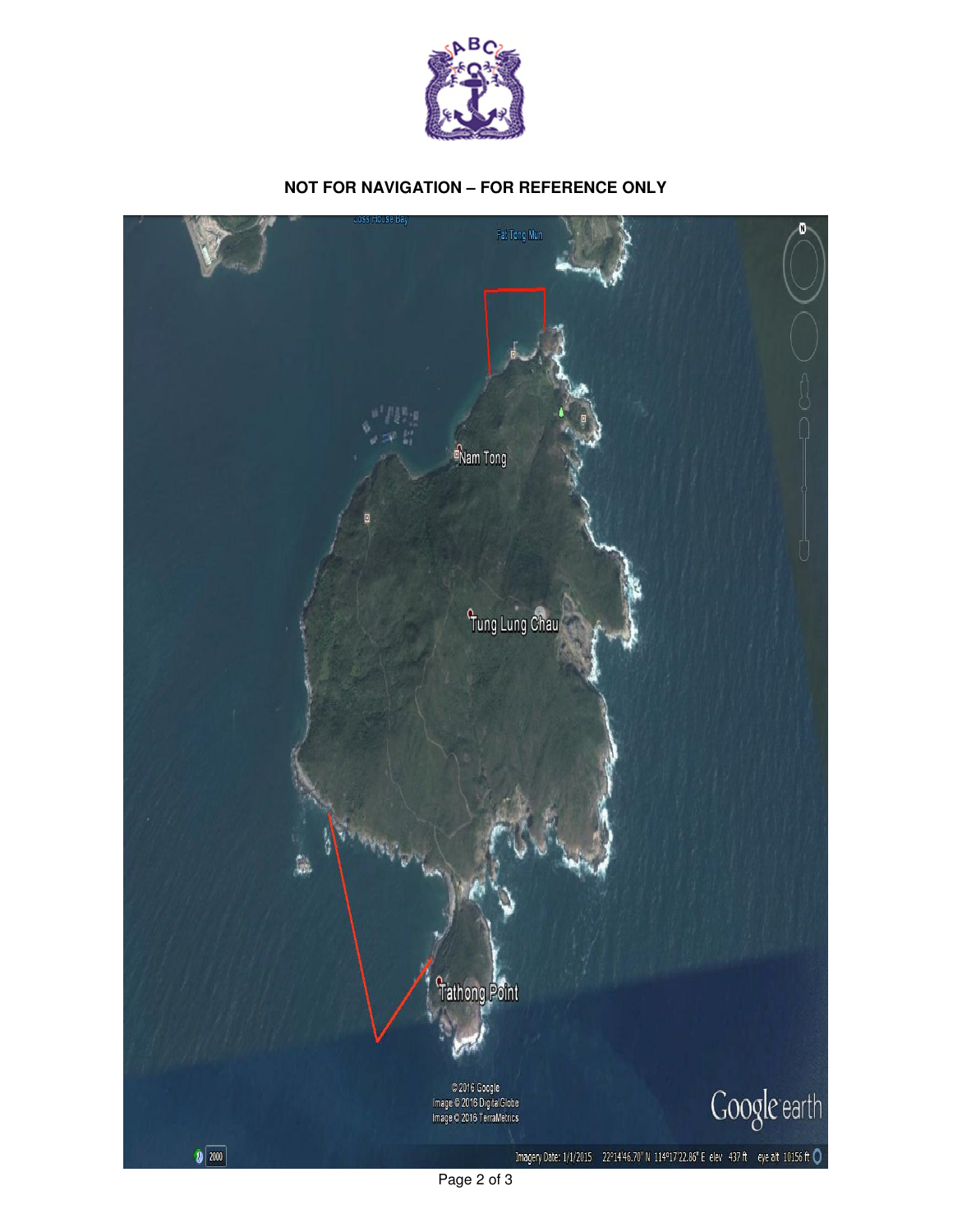**NOT FOR NAVIGATION – FOR REFERENCE ONLY**

Joss House Bay

Fat Tong Mun

Nam Tong

Tung Lung Chau

Tathong Point

© 2016 Google
Image © 2016 DigitalGlobe
Image © 2016 TerraMetrics

Google earth

2000

Imagery Date: 1/1/2015 22°14'46.70" N 114°17'22.86" E elev 437 ft eye alt 10156 ft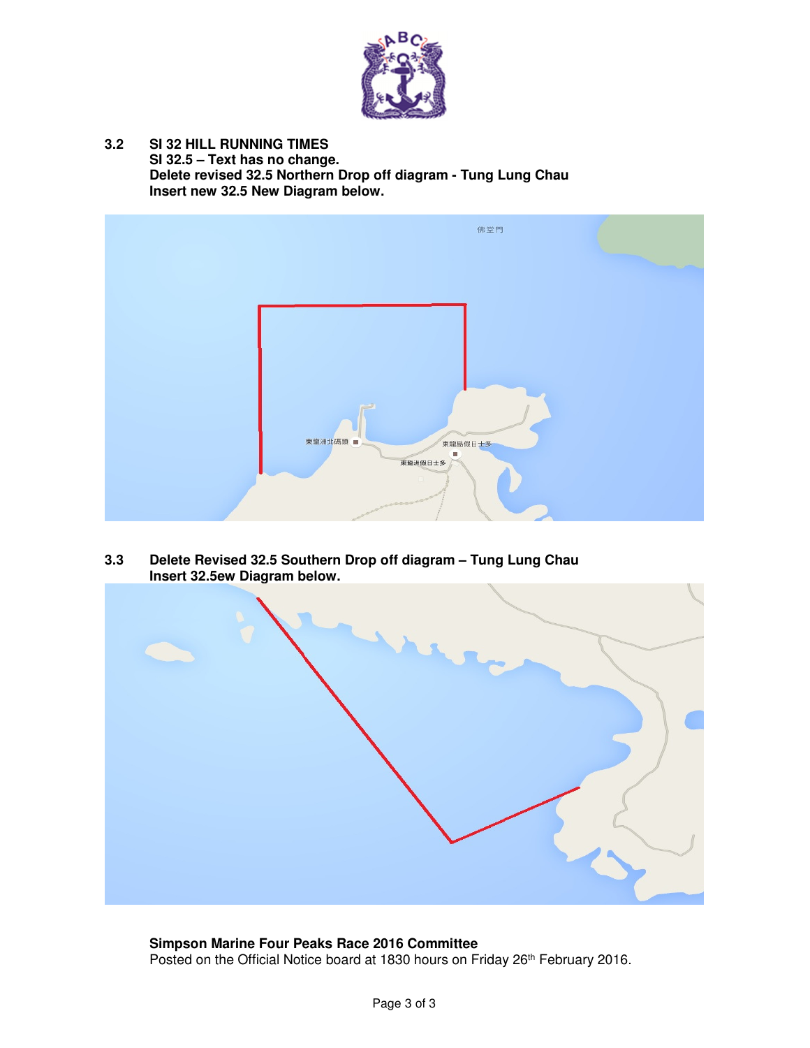### 3.2 SI 32 HILL RUNNING TIMES

**SI 32.5 – Text has no change.**
**Delete revised 32.5 Northern Drop off diagram - Tung Lung Chau**
**Insert new 32.5 New Diagram below.**

佛堂門

東龍洲北碼頭

東龍島假日士多

東龍洲假日士多

### 3.3 Delete Revised 32.5 Southern Drop off diagram – Tung Lung Chau

**Insert 32.5ew Diagram below.**

**Simpson Marine Four Peaks Race 2016 Committee**
Posted on the Official Notice board at 1830 hours on Friday 26th February 2016.